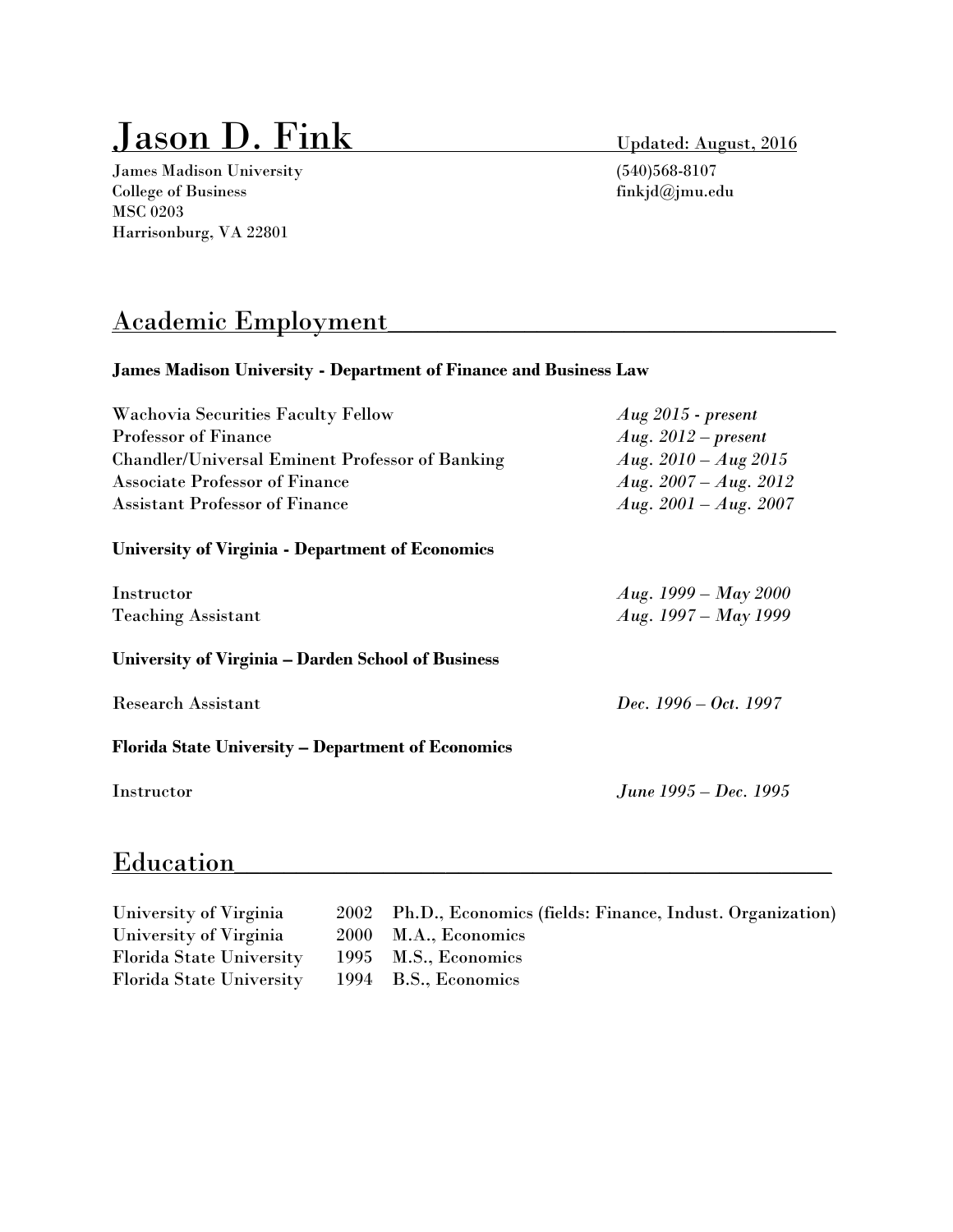# Jason D. Fink

Updated: August, 2016

James Madison University
College of Business
MSC 0203
Harrisonburg, VA 22801

(540)568-8107
finkjd@jmu.edu

## Academic Employment

**James Madison University - Department of Finance and Business Law**

| | |
|---|---|
| Wachovia Securities Faculty Fellow | *Aug 2015 - present* |
| Professor of Finance | *Aug. 2012 – present* |
| Chandler/Universal Eminent Professor of Banking | *Aug. 2010 – Aug 2015* |
| Associate Professor of Finance | *Aug. 2007 – Aug. 2012* |
| Assistant Professor of Finance | *Aug. 2001 – Aug. 2007* |

**University of Virginia - Department of Economics**

| | |
|---|---|
| Instructor | *Aug. 1999 – May 2000* |
| Teaching Assistant | *Aug. 1997 – May 1999* |

**University of Virginia – Darden School of Business**

| | |
|---|---|
| Research Assistant | *Dec. 1996 – Oct. 1997* |

**Florida State University – Department of Economics**

| | |
|---|---|
| Instructor | *June 1995 – Dec. 1995* |

## Education

| | | |
|---|---|---|
| University of Virginia | 2002 | Ph.D., Economics (fields: Finance, Indust. Organization) |
| University of Virginia | 2000 | M.A., Economics |
| Florida State University | 1995 | M.S., Economics |
| Florida State University | 1994 | B.S., Economics |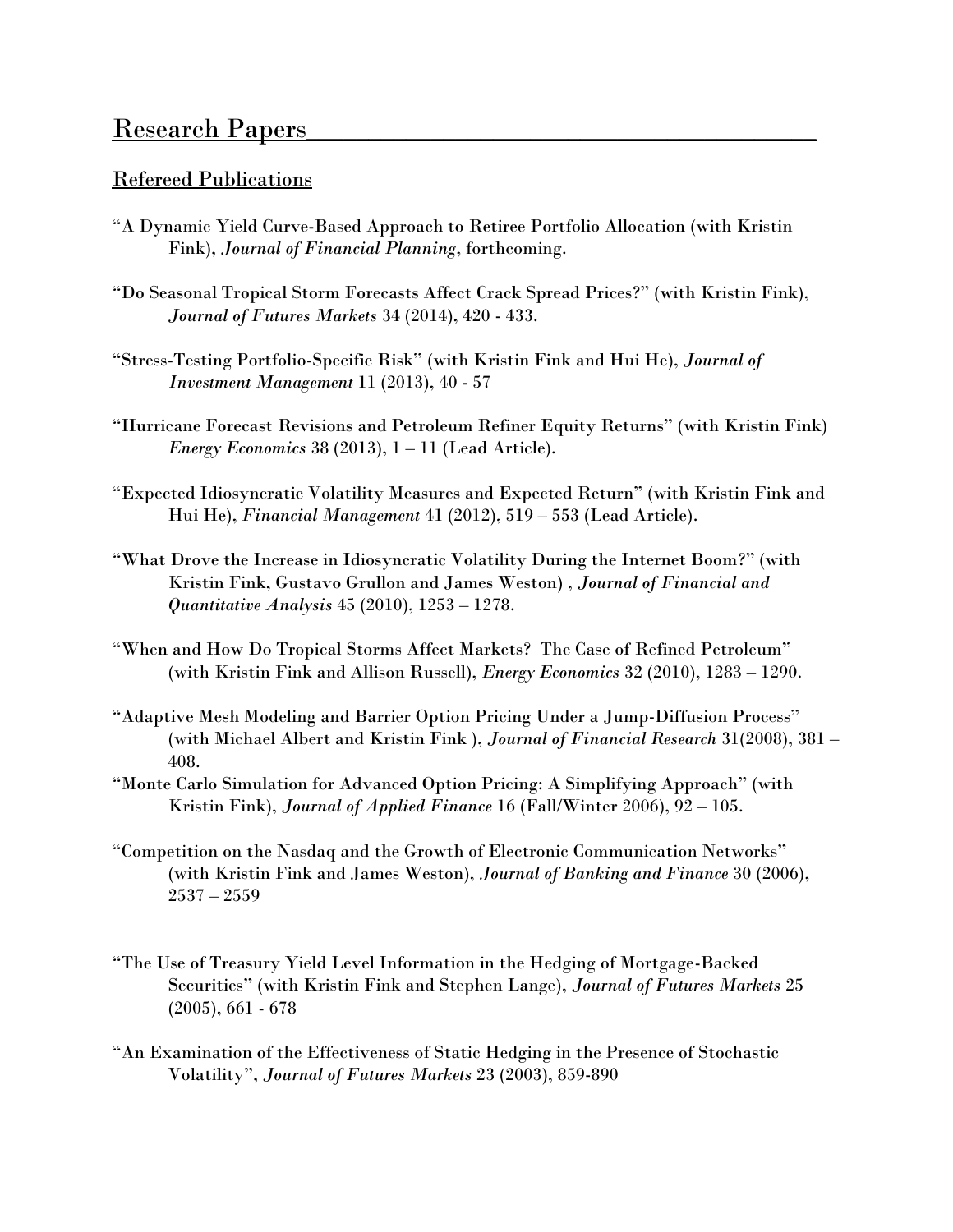# Research Papers

## Refereed Publications

"A Dynamic Yield Curve-Based Approach to Retiree Portfolio Allocation (with Kristin Fink), *Journal of Financial Planning*, forthcoming.

"Do Seasonal Tropical Storm Forecasts Affect Crack Spread Prices?" (with Kristin Fink), *Journal of Futures Markets* 34 (2014), 420 - 433.

"Stress-Testing Portfolio-Specific Risk" (with Kristin Fink and Hui He), *Journal of Investment Management* 11 (2013), 40 - 57

"Hurricane Forecast Revisions and Petroleum Refiner Equity Returns" (with Kristin Fink) *Energy Economics* 38 (2013), 1 – 11 (Lead Article).

"Expected Idiosyncratic Volatility Measures and Expected Return" (with Kristin Fink and Hui He), *Financial Management* 41 (2012), 519 – 553 (Lead Article).

"What Drove the Increase in Idiosyncratic Volatility During the Internet Boom?" (with Kristin Fink, Gustavo Grullon and James Weston) , *Journal of Financial and Quantitative Analysis* 45 (2010), 1253 – 1278.

"When and How Do Tropical Storms Affect Markets? The Case of Refined Petroleum" (with Kristin Fink and Allison Russell), *Energy Economics* 32 (2010), 1283 – 1290.

"Adaptive Mesh Modeling and Barrier Option Pricing Under a Jump-Diffusion Process" (with Michael Albert and Kristin Fink ), *Journal of Financial Research* 31(2008), 381 – 408.

"Monte Carlo Simulation for Advanced Option Pricing: A Simplifying Approach" (with Kristin Fink), *Journal of Applied Finance* 16 (Fall/Winter 2006), 92 – 105.

"Competition on the Nasdaq and the Growth of Electronic Communication Networks" (with Kristin Fink and James Weston), *Journal of Banking and Finance* 30 (2006), 2537 – 2559

"The Use of Treasury Yield Level Information in the Hedging of Mortgage-Backed Securities" (with Kristin Fink and Stephen Lange), *Journal of Futures Markets* 25 (2005), 661 - 678

"An Examination of the Effectiveness of Static Hedging in the Presence of Stochastic Volatility", *Journal of Futures Markets* 23 (2003), 859-890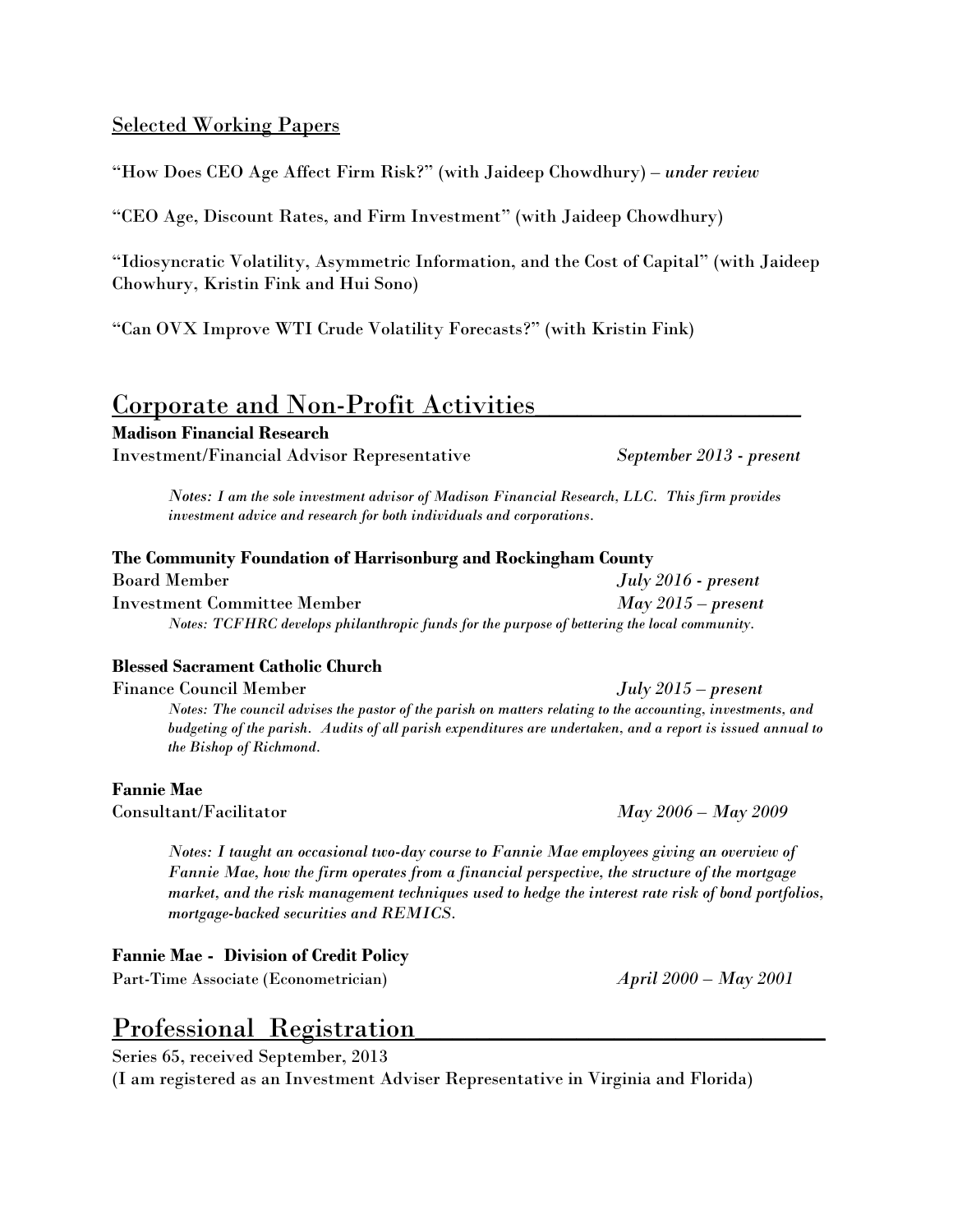### Selected Working Papers

"How Does CEO Age Affect Firm Risk?" (with Jaideep Chowdhury) – *under review*

"CEO Age, Discount Rates, and Firm Investment" (with Jaideep Chowdhury)

"Idiosyncratic Volatility, Asymmetric Information, and the Cost of Capital" (with Jaideep Chowhury, Kristin Fink and Hui Sono)

"Can OVX Improve WTI Crude Volatility Forecasts?" (with Kristin Fink)

## Corporate and Non-Profit Activities

**Madison Financial Research**
Investment/Financial Advisor Representative — *September 2013 - present*

*Notes: I am the sole investment advisor of Madison Financial Research, LLC. This firm provides investment advice and research for both individuals and corporations.*

**The Community Foundation of Harrisonburg and Rockingham County**
Board Member — *July 2016 - present*
Investment Committee Member — *May 2015 – present*

*Notes: TCFHRC develops philanthropic funds for the purpose of bettering the local community.*

**Blessed Sacrament Catholic Church**
Finance Council Member — *July 2015 – present*

*Notes: The council advises the pastor of the parish on matters relating to the accounting, investments, and budgeting of the parish. Audits of all parish expenditures are undertaken, and a report is issued annual to the Bishop of Richmond.*

**Fannie Mae**
Consultant/Facilitator — *May 2006 – May 2009*

*Notes: I taught an occasional two-day course to Fannie Mae employees giving an overview of Fannie Mae, how the firm operates from a financial perspective, the structure of the mortgage market, and the risk management techniques used to hedge the interest rate risk of bond portfolios, mortgage-backed securities and REMICS.*

**Fannie Mae - Division of Credit Policy**
Part-Time Associate (Econometrician) — *April 2000 – May 2001*

## Professional Registration

Series 65, received September, 2013
(I am registered as an Investment Adviser Representative in Virginia and Florida)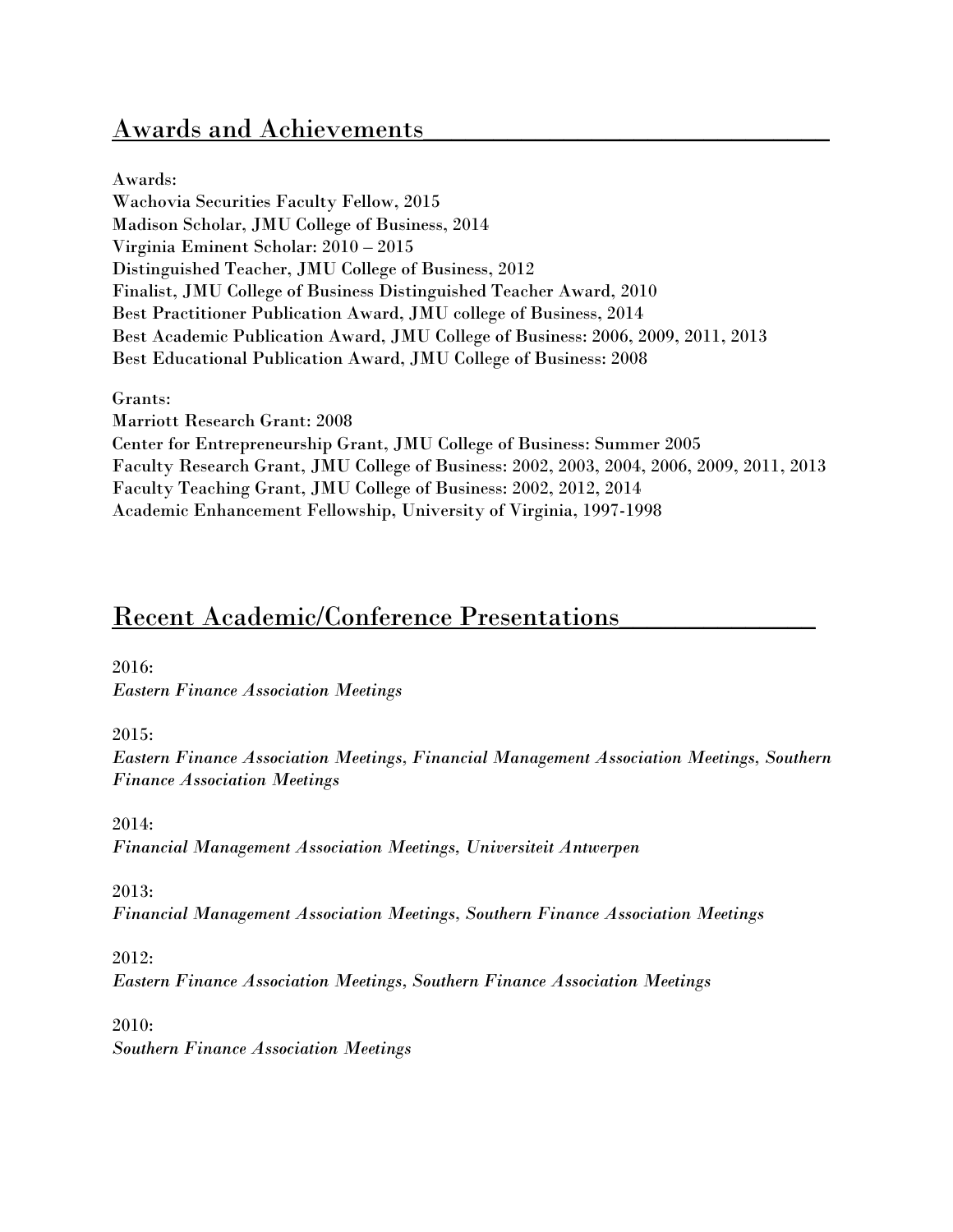## Awards and Achievements

Awards:
Wachovia Securities Faculty Fellow, 2015
Madison Scholar, JMU College of Business, 2014
Virginia Eminent Scholar: 2010 – 2015
Distinguished Teacher, JMU College of Business, 2012
Finalist, JMU College of Business Distinguished Teacher Award, 2010
Best Practitioner Publication Award, JMU college of Business, 2014
Best Academic Publication Award, JMU College of Business: 2006, 2009, 2011, 2013
Best Educational Publication Award, JMU College of Business: 2008

Grants:
Marriott Research Grant: 2008
Center for Entrepreneurship Grant, JMU College of Business: Summer 2005
Faculty Research Grant, JMU College of Business: 2002, 2003, 2004, 2006, 2009, 2011, 2013
Faculty Teaching Grant, JMU College of Business: 2002, 2012, 2014
Academic Enhancement Fellowship, University of Virginia, 1997-1998

## Recent Academic/Conference Presentations

2016:
*Eastern Finance Association Meetings*

2015:
*Eastern Finance Association Meetings, Financial Management Association Meetings, Southern Finance Association Meetings*

2014:
*Financial Management Association Meetings, Universiteit Antwerpen*

2013:
*Financial Management Association Meetings, Southern Finance Association Meetings*

2012:
*Eastern Finance Association Meetings, Southern Finance Association Meetings*

2010:
*Southern Finance Association Meetings*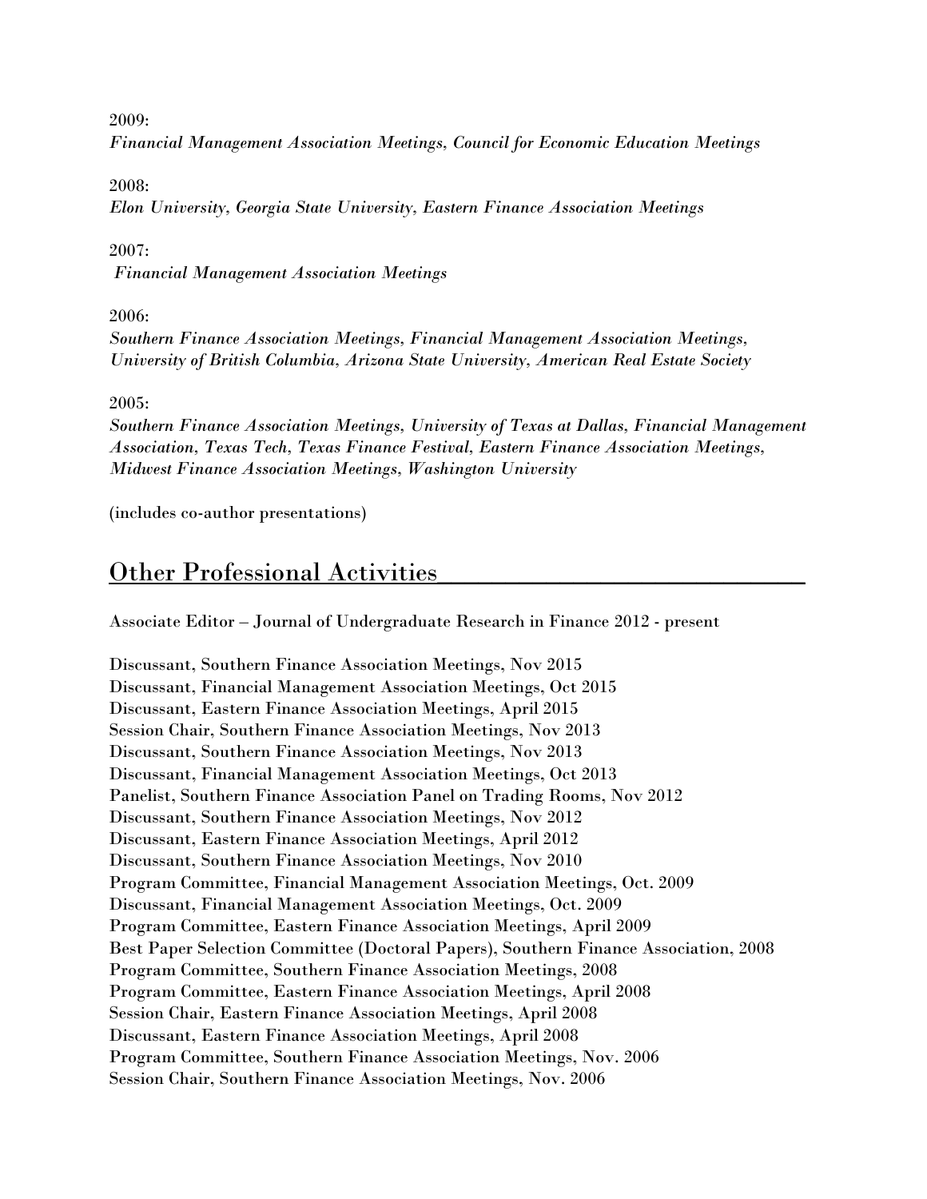2009:
*Financial Management Association Meetings, Council for Economic Education Meetings*

2008:
*Elon University, Georgia State University, Eastern Finance Association Meetings*

2007:
*Financial Management Association Meetings*

2006:
*Southern Finance Association Meetings, Financial Management Association Meetings, University of British Columbia, Arizona State University, American Real Estate Society*

2005:
*Southern Finance Association Meetings, University of Texas at Dallas, Financial Management Association, Texas Tech, Texas Finance Festival, Eastern Finance Association Meetings, Midwest Finance Association Meetings, Washington University*

(includes co-author presentations)

## Other Professional Activities

Associate Editor – Journal of Undergraduate Research in Finance 2012 - present

Discussant, Southern Finance Association Meetings, Nov 2015
Discussant, Financial Management Association Meetings, Oct 2015
Discussant, Eastern Finance Association Meetings, April 2015
Session Chair, Southern Finance Association Meetings, Nov 2013
Discussant, Southern Finance Association Meetings, Nov 2013
Discussant, Financial Management Association Meetings, Oct 2013
Panelist, Southern Finance Association Panel on Trading Rooms, Nov 2012
Discussant, Southern Finance Association Meetings, Nov 2012
Discussant, Eastern Finance Association Meetings, April 2012
Discussant, Southern Finance Association Meetings, Nov 2010
Program Committee, Financial Management Association Meetings, Oct. 2009
Discussant, Financial Management Association Meetings, Oct. 2009
Program Committee, Eastern Finance Association Meetings, April 2009
Best Paper Selection Committee (Doctoral Papers), Southern Finance Association, 2008
Program Committee, Southern Finance Association Meetings, 2008
Program Committee, Eastern Finance Association Meetings, April 2008
Session Chair, Eastern Finance Association Meetings, April 2008
Discussant, Eastern Finance Association Meetings, April 2008
Program Committee, Southern Finance Association Meetings, Nov. 2006
Session Chair, Southern Finance Association Meetings, Nov. 2006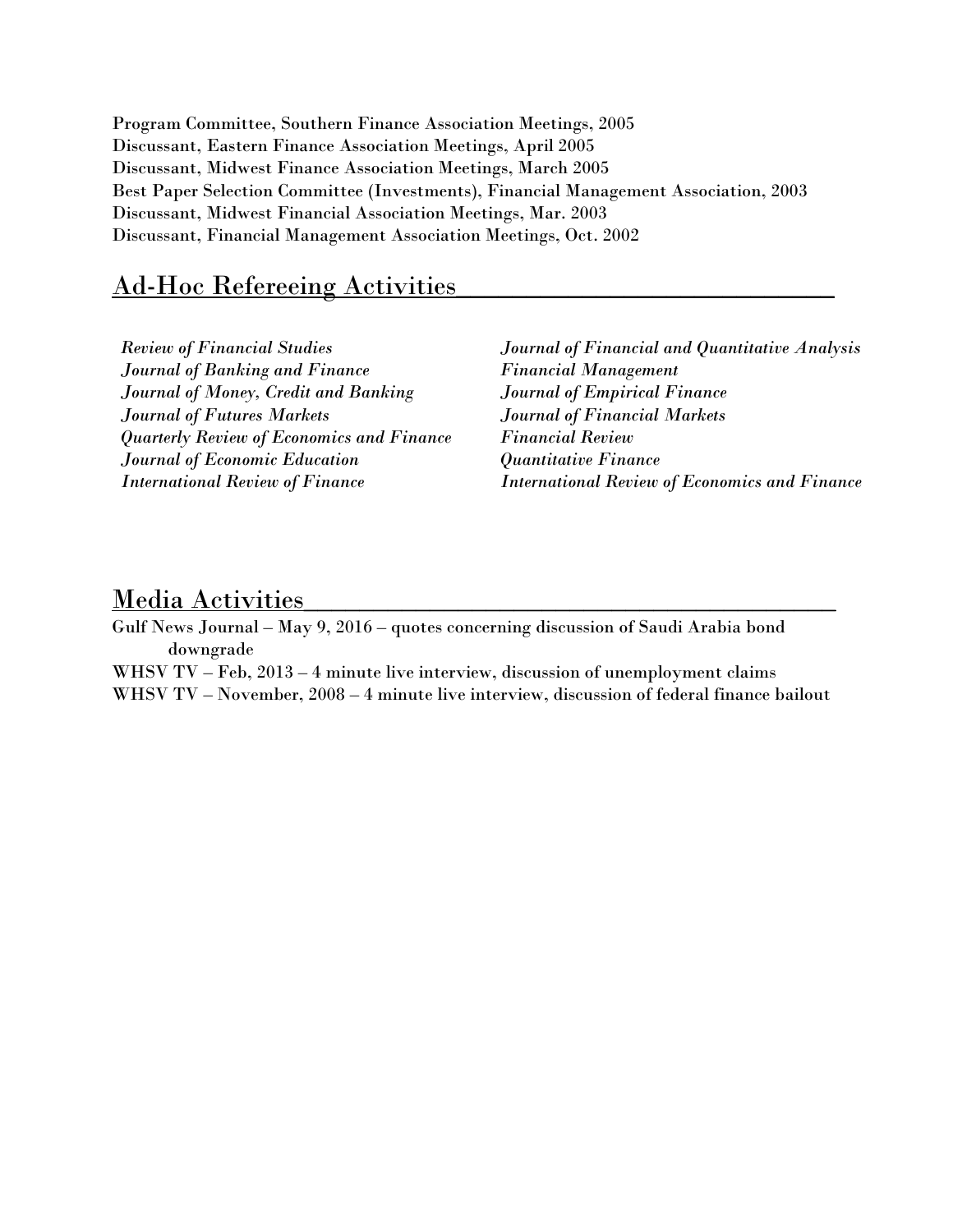Program Committee, Southern Finance Association Meetings, 2005
Discussant, Eastern Finance Association Meetings, April 2005
Discussant, Midwest Finance Association Meetings, March 2005
Best Paper Selection Committee (Investments), Financial Management Association, 2003
Discussant, Midwest Financial Association Meetings, Mar. 2003
Discussant, Financial Management Association Meetings, Oct. 2002

## Ad-Hoc Refereeing Activities

*Review of Financial Studies*
*Journal of Banking and Finance*
*Journal of Money, Credit and Banking*
*Journal of Futures Markets*
*Quarterly Review of Economics and Finance*
*Journal of Economic Education*
*International Review of Finance*
*Journal of Financial and Quantitative Analysis*
*Financial Management*
*Journal of Empirical Finance*
*Journal of Financial Markets*
*Financial Review*
*Quantitative Finance*
*International Review of Economics and Finance*

## Media Activities

Gulf News Journal – May 9, 2016 – quotes concerning discussion of Saudi Arabia bond downgrade
WHSV TV – Feb, 2013 – 4 minute live interview, discussion of unemployment claims
WHSV TV – November, 2008 – 4 minute live interview, discussion of federal finance bailout